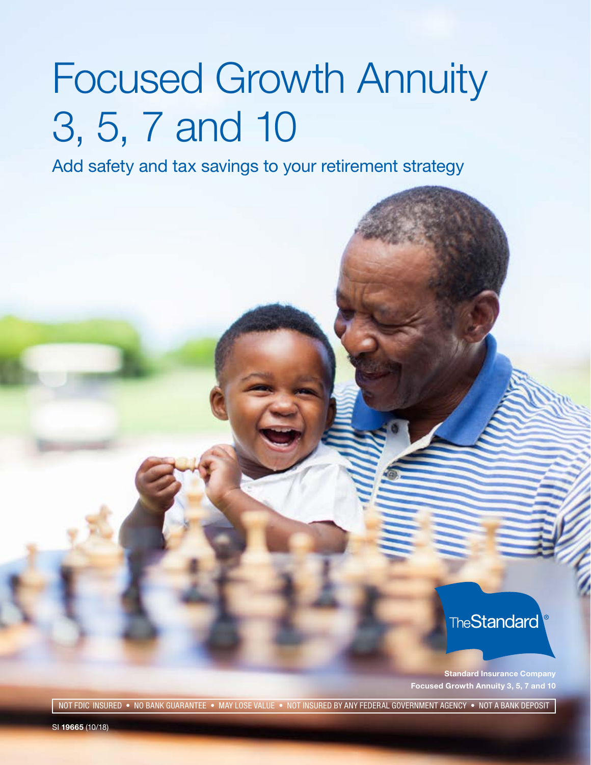# Focused Growth Annuity 3, 5, 7 and 10

## Add safety and tax savings to your retirement strategy

TheStandard®

**Standard Insurance Company**
**Focused Growth Annuity 3, 5, 7 and 10**

NOT FDIC INSURED • NO BANK GUARANTEE • MAY LOSE VALUE • NOT INSURED BY ANY FEDERAL GOVERNMENT AGENCY • NOT A BANK DEPOSIT

SI **19665** (10/18)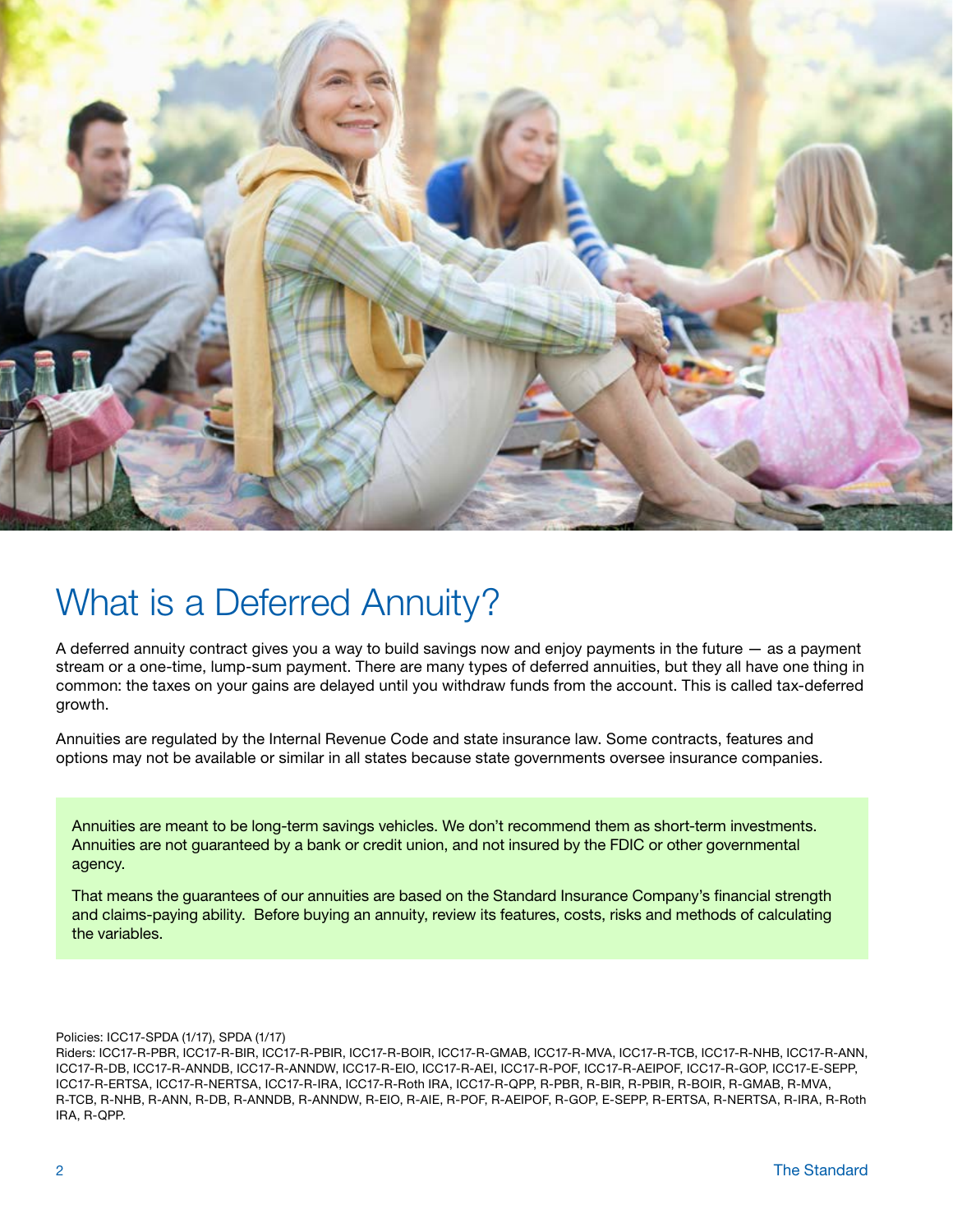# What is a Deferred Annuity?

A deferred annuity contract gives you a way to build savings now and enjoy payments in the future — as a payment stream or a one-time, lump-sum payment. There are many types of deferred annuities, but they all have one thing in common: the taxes on your gains are delayed until you withdraw funds from the account. This is called tax-deferred growth.

Annuities are regulated by the Internal Revenue Code and state insurance law. Some contracts, features and options may not be available or similar in all states because state governments oversee insurance companies.

Annuities are meant to be long-term savings vehicles. We don't recommend them as short-term investments. Annuities are not guaranteed by a bank or credit union, and not insured by the FDIC or other governmental agency.

That means the guarantees of our annuities are based on the Standard Insurance Company's financial strength and claims-paying ability. Before buying an annuity, review its features, costs, risks and methods of calculating the variables.

Policies: ICC17-SPDA (1/17), SPDA (1/17)
Riders: ICC17-R-PBR, ICC17-R-BIR, ICC17-R-PBIR, ICC17-R-BOIR, ICC17-R-GMAB, ICC17-R-MVA, ICC17-R-TCB, ICC17-R-NHB, ICC17-R-ANN, ICC17-R-DB, ICC17-R-ANNDB, ICC17-R-ANNDW, ICC17-R-EIO, ICC17-R-AEI, ICC17-R-POF, ICC17-R-AEIPOF, ICC17-R-GOP, ICC17-E-SEPP, ICC17-R-ERTSA, ICC17-R-NERTSA, ICC17-R-IRA, ICC17-R-Roth IRA, ICC17-R-QPP, R-PBR, R-BIR, R-PBIR, R-BOIR, R-GMAB, R-MVA, R-TCB, R-NHB, R-ANN, R-DB, R-ANNDB, R-ANNDW, R-EIO, R-AIE, R-POF, R-AEIPOF, R-GOP, E-SEPP, R-ERTSA, R-NERTSA, R-IRA, R-Roth IRA, R-QPP.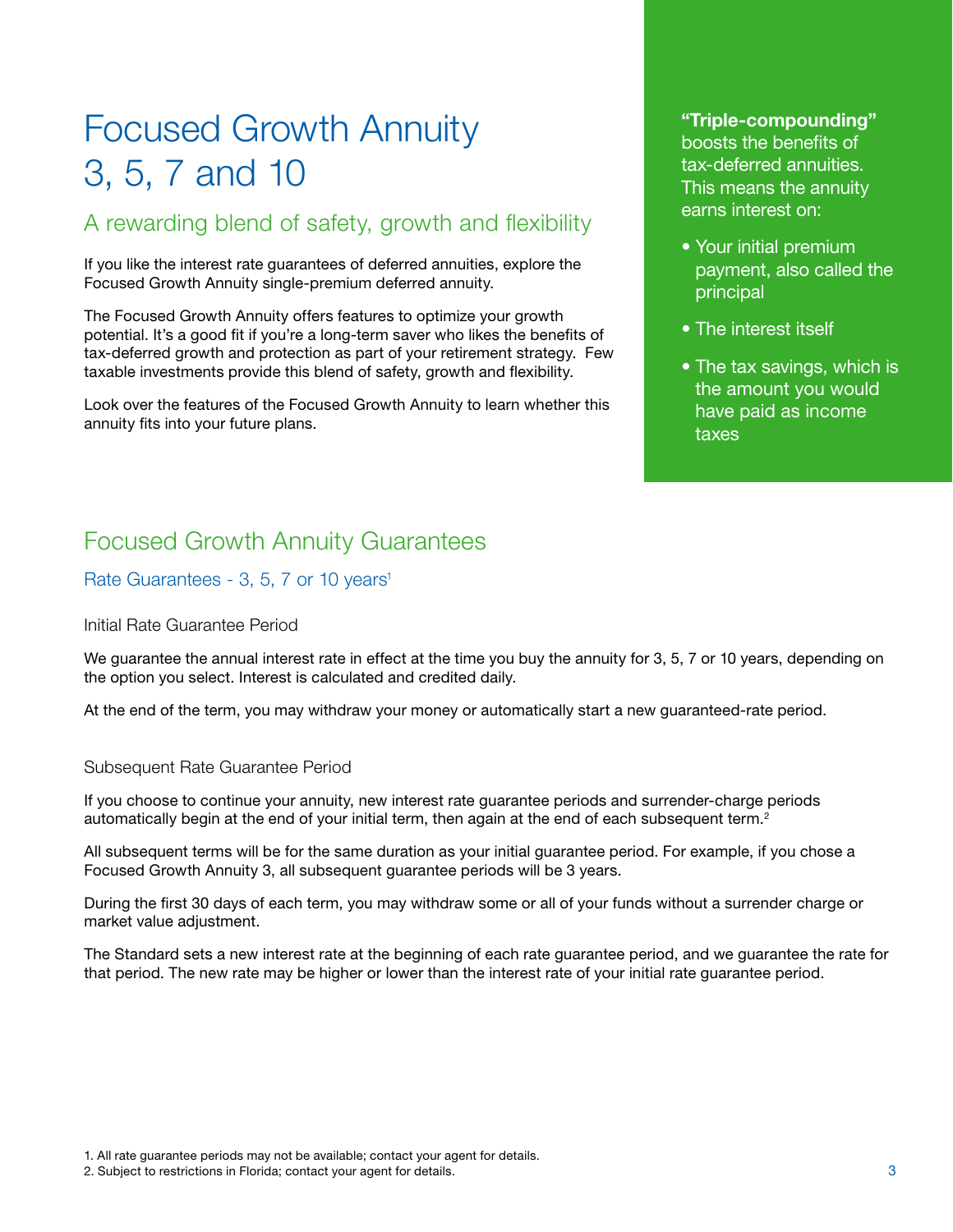# Focused Growth Annuity 3, 5, 7 and 10

## A rewarding blend of safety, growth and flexibility

If you like the interest rate guarantees of deferred annuities, explore the Focused Growth Annuity single-premium deferred annuity.

The Focused Growth Annuity offers features to optimize your growth potential. It's a good fit if you're a long-term saver who likes the benefits of tax-deferred growth and protection as part of your retirement strategy. Few taxable investments provide this blend of safety, growth and flexibility.

Look over the features of the Focused Growth Annuity to learn whether this annuity fits into your future plans.

**"Triple-compounding"** boosts the benefits of tax-deferred annuities. This means the annuity earns interest on:

- Your initial premium payment, also called the principal
- The interest itself
- The tax savings, which is the amount you would have paid as income taxes

## Focused Growth Annuity Guarantees

### Rate Guarantees - 3, 5, 7 or 10 years[1]

#### Initial Rate Guarantee Period

We guarantee the annual interest rate in effect at the time you buy the annuity for 3, 5, 7 or 10 years, depending on the option you select. Interest is calculated and credited daily.

At the end of the term, you may withdraw your money or automatically start a new guaranteed-rate period.

#### Subsequent Rate Guarantee Period

If you choose to continue your annuity, new interest rate guarantee periods and surrender-charge periods automatically begin at the end of your initial term, then again at the end of each subsequent term.[2]

All subsequent terms will be for the same duration as your initial guarantee period. For example, if you chose a Focused Growth Annuity 3, all subsequent guarantee periods will be 3 years.

During the first 30 days of each term, you may withdraw some or all of your funds without a surrender charge or market value adjustment.

The Standard sets a new interest rate at the beginning of each rate guarantee period, and we guarantee the rate for that period. The new rate may be higher or lower than the interest rate of your initial rate guarantee period.

1. All rate guarantee periods may not be available; contact your agent for details.
2. Subject to restrictions in Florida; contact your agent for details.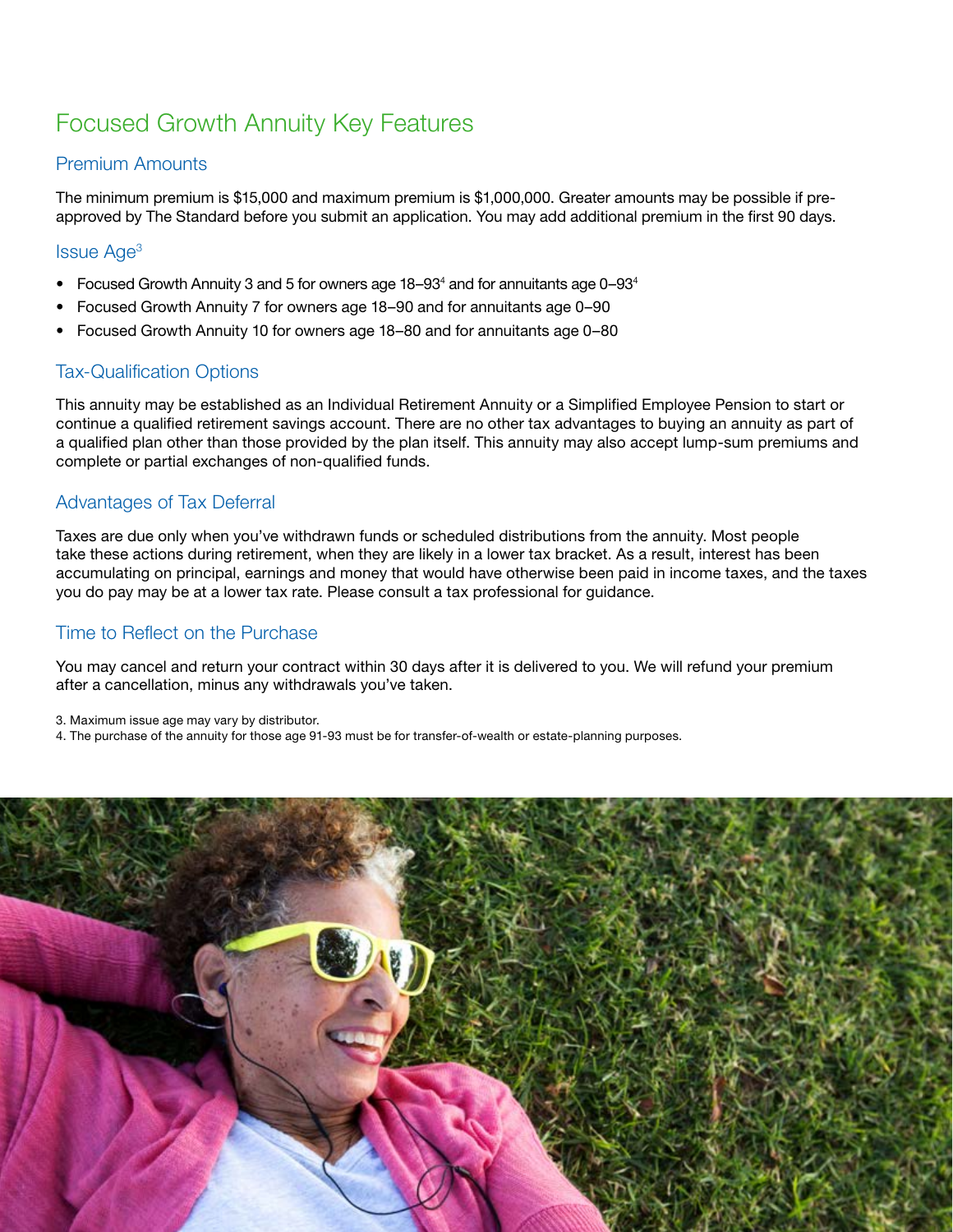# Focused Growth Annuity Key Features

## Premium Amounts

The minimum premium is $15,000 and maximum premium is $1,000,000. Greater amounts may be possible if pre-approved by The Standard before you submit an application. You may add additional premium in the first 90 days.

## Issue Age[3]

- Focused Growth Annuity 3 and 5 for owners age 18–93[4] and for annuitants age 0–93[4]
- Focused Growth Annuity 7 for owners age 18–90 and for annuitants age 0–90
- Focused Growth Annuity 10 for owners age 18–80 and for annuitants age 0–80

## Tax-Qualification Options

This annuity may be established as an Individual Retirement Annuity or a Simplified Employee Pension to start or continue a qualified retirement savings account. There are no other tax advantages to buying an annuity as part of a qualified plan other than those provided by the plan itself. This annuity may also accept lump-sum premiums and complete or partial exchanges of non-qualified funds.

## Advantages of Tax Deferral

Taxes are due only when you've withdrawn funds or scheduled distributions from the annuity. Most people take these actions during retirement, when they are likely in a lower tax bracket. As a result, interest has been accumulating on principal, earnings and money that would have otherwise been paid in income taxes, and the taxes you do pay may be at a lower tax rate. Please consult a tax professional for guidance.

## Time to Reflect on the Purchase

You may cancel and return your contract within 30 days after it is delivered to you. We will refund your premium after a cancellation, minus any withdrawals you've taken.

3. Maximum issue age may vary by distributor.
4. The purchase of the annuity for those age 91-93 must be for transfer-of-wealth or estate-planning purposes.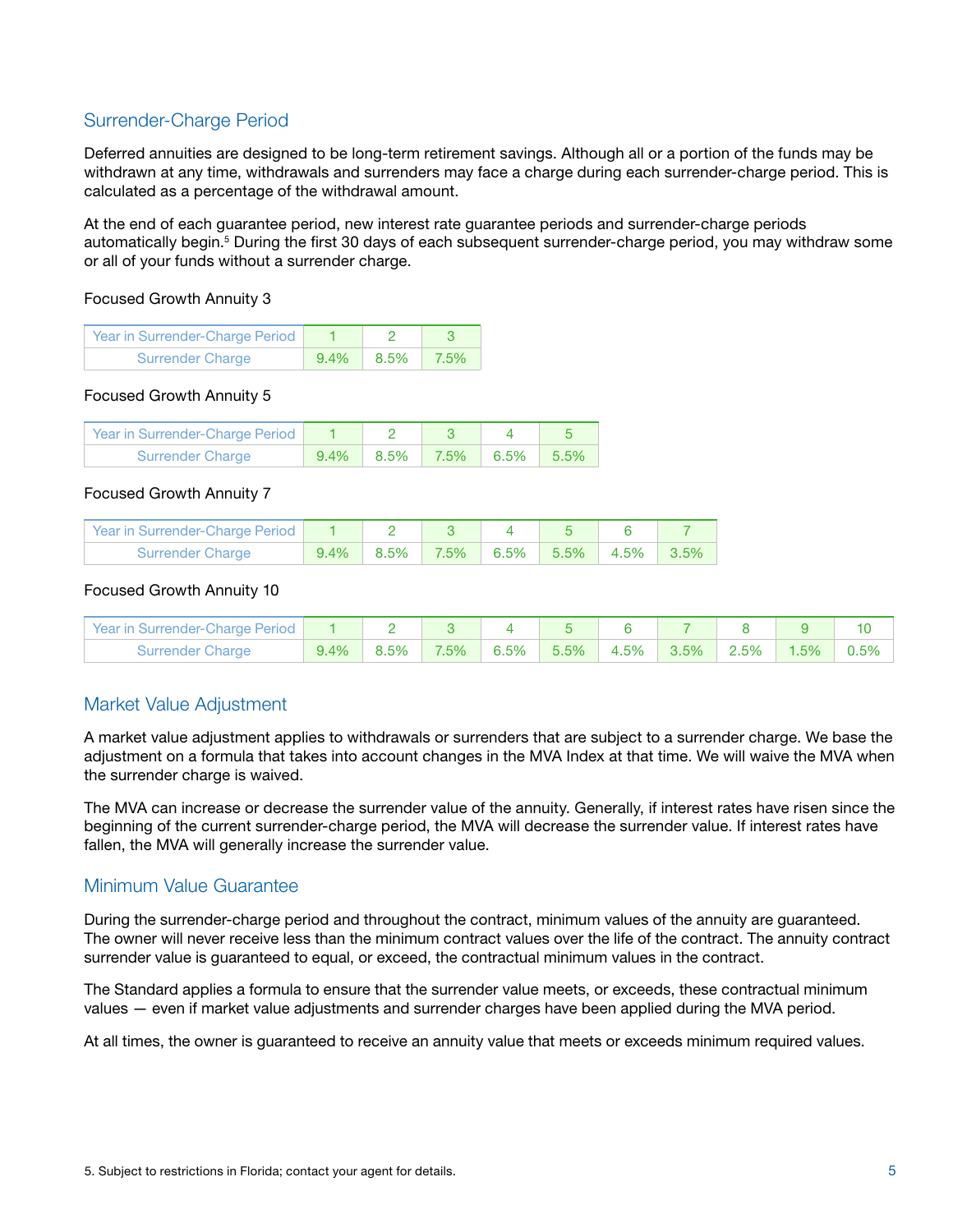## Surrender-Charge Period

Deferred annuities are designed to be long-term retirement savings. Although all or a portion of the funds may be withdrawn at any time, withdrawals and surrenders may face a charge during each surrender-charge period. This is calculated as a percentage of the withdrawal amount.

At the end of each guarantee period, new interest rate guarantee periods and surrender-charge periods automatically begin.[5] During the first 30 days of each subsequent surrender-charge period, you may withdraw some or all of your funds without a surrender charge.

Focused Growth Annuity 3

| Year in Surrender-Charge Period | 1 | 2 | 3 |
|---|---|---|---|
| Surrender Charge | 9.4% | 8.5% | 7.5% |

Focused Growth Annuity 5

| Year in Surrender-Charge Period | 1 | 2 | 3 | 4 | 5 |
|---|---|---|---|---|---|
| Surrender Charge | 9.4% | 8.5% | 7.5% | 6.5% | 5.5% |

Focused Growth Annuity 7

| Year in Surrender-Charge Period | 1 | 2 | 3 | 4 | 5 | 6 | 7 |
|---|---|---|---|---|---|---|---|
| Surrender Charge | 9.4% | 8.5% | 7.5% | 6.5% | 5.5% | 4.5% | 3.5% |

Focused Growth Annuity 10

| Year in Surrender-Charge Period | 1 | 2 | 3 | 4 | 5 | 6 | 7 | 8 | 9 | 10 |
|---|---|---|---|---|---|---|---|---|---|---|
| Surrender Charge | 9.4% | 8.5% | 7.5% | 6.5% | 5.5% | 4.5% | 3.5% | 2.5% | 1.5% | 0.5% |

## Market Value Adjustment

A market value adjustment applies to withdrawals or surrenders that are subject to a surrender charge. We base the adjustment on a formula that takes into account changes in the MVA Index at that time. We will waive the MVA when the surrender charge is waived.

The MVA can increase or decrease the surrender value of the annuity. Generally, if interest rates have risen since the beginning of the current surrender-charge period, the MVA will decrease the surrender value. If interest rates have fallen, the MVA will generally increase the surrender value.

## Minimum Value Guarantee

During the surrender-charge period and throughout the contract, minimum values of the annuity are guaranteed. The owner will never receive less than the minimum contract values over the life of the contract. The annuity contract surrender value is guaranteed to equal, or exceed, the contractual minimum values in the contract.

The Standard applies a formula to ensure that the surrender value meets, or exceeds, these contractual minimum values — even if market value adjustments and surrender charges have been applied during the MVA period.

At all times, the owner is guaranteed to receive an annuity value that meets or exceeds minimum required values.

5. Subject to restrictions in Florida; contact your agent for details.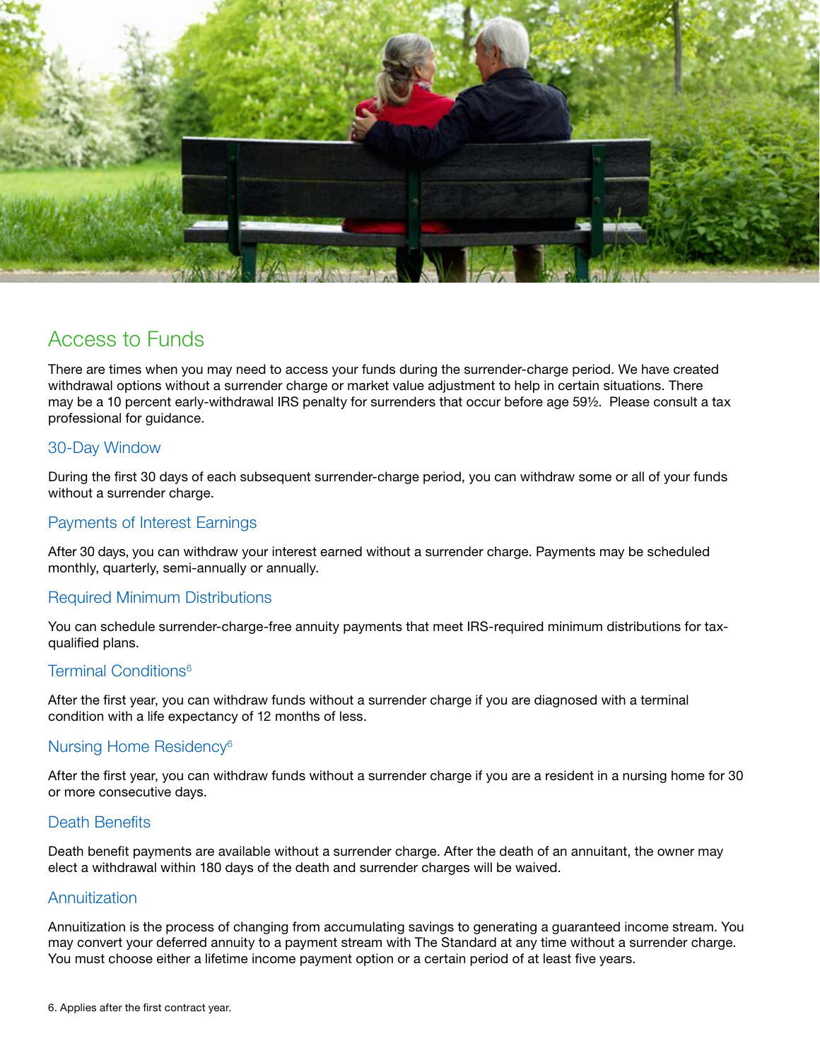## Access to Funds

There are times when you may need to access your funds during the surrender-charge period. We have created withdrawal options without a surrender charge or market value adjustment to help in certain situations. There may be a 10 percent early-withdrawal IRS penalty for surrenders that occur before age 59½. Please consult a tax professional for guidance.

### 30-Day Window

During the first 30 days of each subsequent surrender-charge period, you can withdraw some or all of your funds without a surrender charge.

### Payments of Interest Earnings

After 30 days, you can withdraw your interest earned without a surrender charge. Payments may be scheduled monthly, quarterly, semi-annually or annually.

### Required Minimum Distributions

You can schedule surrender-charge-free annuity payments that meet IRS-required minimum distributions for tax-qualified plans.

### Terminal Conditions[6]

After the first year, you can withdraw funds without a surrender charge if you are diagnosed with a terminal condition with a life expectancy of 12 months of less.

### Nursing Home Residency[6]

After the first year, you can withdraw funds without a surrender charge if you are a resident in a nursing home for 30 or more consecutive days.

### Death Benefits

Death benefit payments are available without a surrender charge. After the death of an annuitant, the owner may elect a withdrawal within 180 days of the death and surrender charges will be waived.

### Annuitization

Annuitization is the process of changing from accumulating savings to generating a guaranteed income stream. You may convert your deferred annuity to a payment stream with The Standard at any time without a surrender charge. You must choose either a lifetime income payment option or a certain period of at least five years.

6. Applies after the first contract year.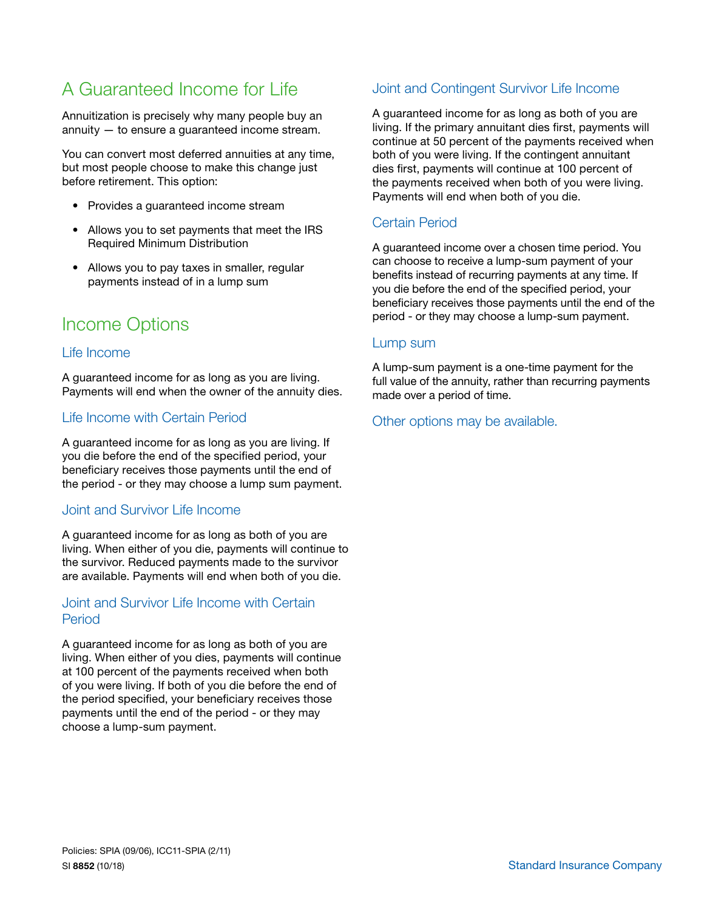## A Guaranteed Income for Life

Annuitization is precisely why many people buy an annuity — to ensure a guaranteed income stream.

You can convert most deferred annuities at any time, but most people choose to make this change just before retirement. This option:

- Provides a guaranteed income stream
- Allows you to set payments that meet the IRS Required Minimum Distribution
- Allows you to pay taxes in smaller, regular payments instead of in a lump sum

## Income Options

### Life Income

A guaranteed income for as long as you are living. Payments will end when the owner of the annuity dies.

### Life Income with Certain Period

A guaranteed income for as long as you are living. If you die before the end of the specified period, your beneficiary receives those payments until the end of the period - or they may choose a lump sum payment.

### Joint and Survivor Life Income

A guaranteed income for as long as both of you are living. When either of you die, payments will continue to the survivor. Reduced payments made to the survivor are available. Payments will end when both of you die.

### Joint and Survivor Life Income with Certain Period

A guaranteed income for as long as both of you are living. When either of you dies, payments will continue at 100 percent of the payments received when both of you were living. If both of you die before the end of the period specified, your beneficiary receives those payments until the end of the period - or they may choose a lump-sum payment.

### Joint and Contingent Survivor Life Income

A guaranteed income for as long as both of you are living. If the primary annuitant dies first, payments will continue at 50 percent of the payments received when both of you were living. If the contingent annuitant dies first, payments will continue at 100 percent of the payments received when both of you were living. Payments will end when both of you die.

### Certain Period

A guaranteed income over a chosen time period. You can choose to receive a lump-sum payment of your benefits instead of recurring payments at any time. If you die before the end of the specified period, your beneficiary receives those payments until the end of the period - or they may choose a lump-sum payment.

### Lump sum

A lump-sum payment is a one-time payment for the full value of the annuity, rather than recurring payments made over a period of time.

Other options may be available.

Policies: SPIA (09/06), ICC11-SPIA (2/11)
SI **8852** (10/18)

Standard Insurance Company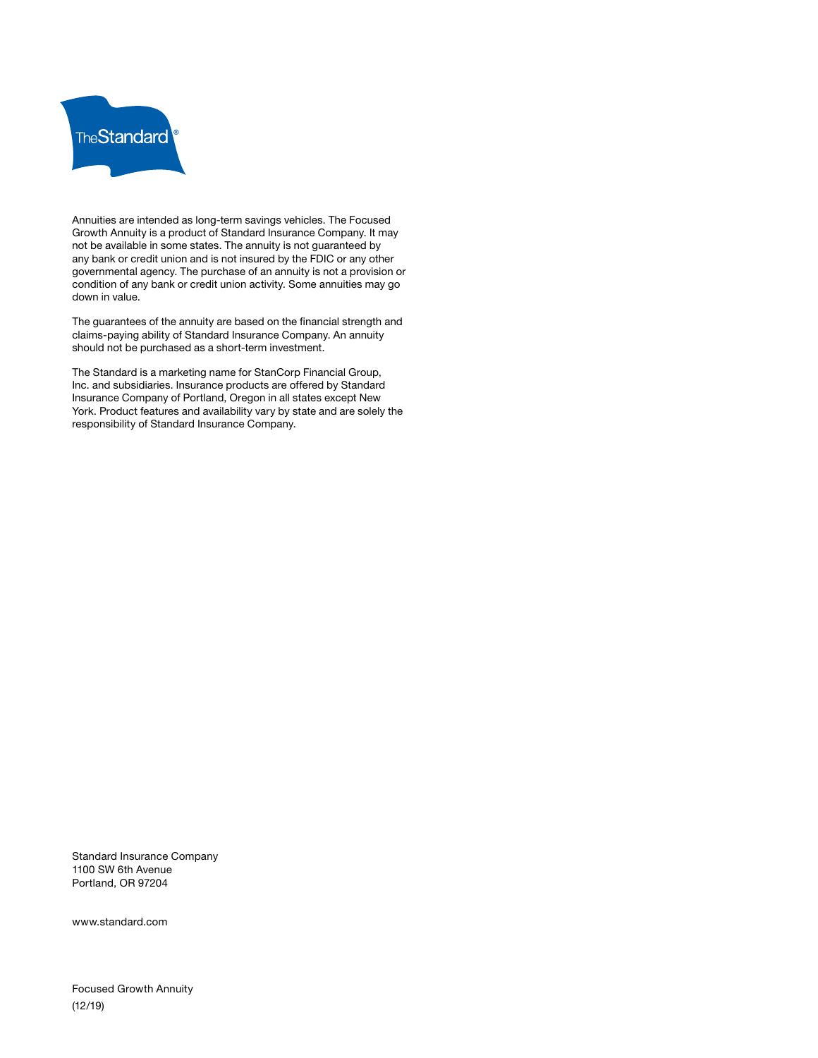The Standard®

Annuities are intended as long-term savings vehicles. The Focused Growth Annuity is a product of Standard Insurance Company. It may not be available in some states. The annuity is not guaranteed by any bank or credit union and is not insured by the FDIC or any other governmental agency. The purchase of an annuity is not a provision or condition of any bank or credit union activity. Some annuities may go down in value.

The guarantees of the annuity are based on the financial strength and claims-paying ability of Standard Insurance Company. An annuity should not be purchased as a short-term investment.

The Standard is a marketing name for StanCorp Financial Group, Inc. and subsidiaries. Insurance products are offered by Standard Insurance Company of Portland, Oregon in all states except New York. Product features and availability vary by state and are solely the responsibility of Standard Insurance Company.

Standard Insurance Company
1100 SW 6th Avenue
Portland, OR 97204

www.standard.com

Focused Growth Annuity
(12/19)